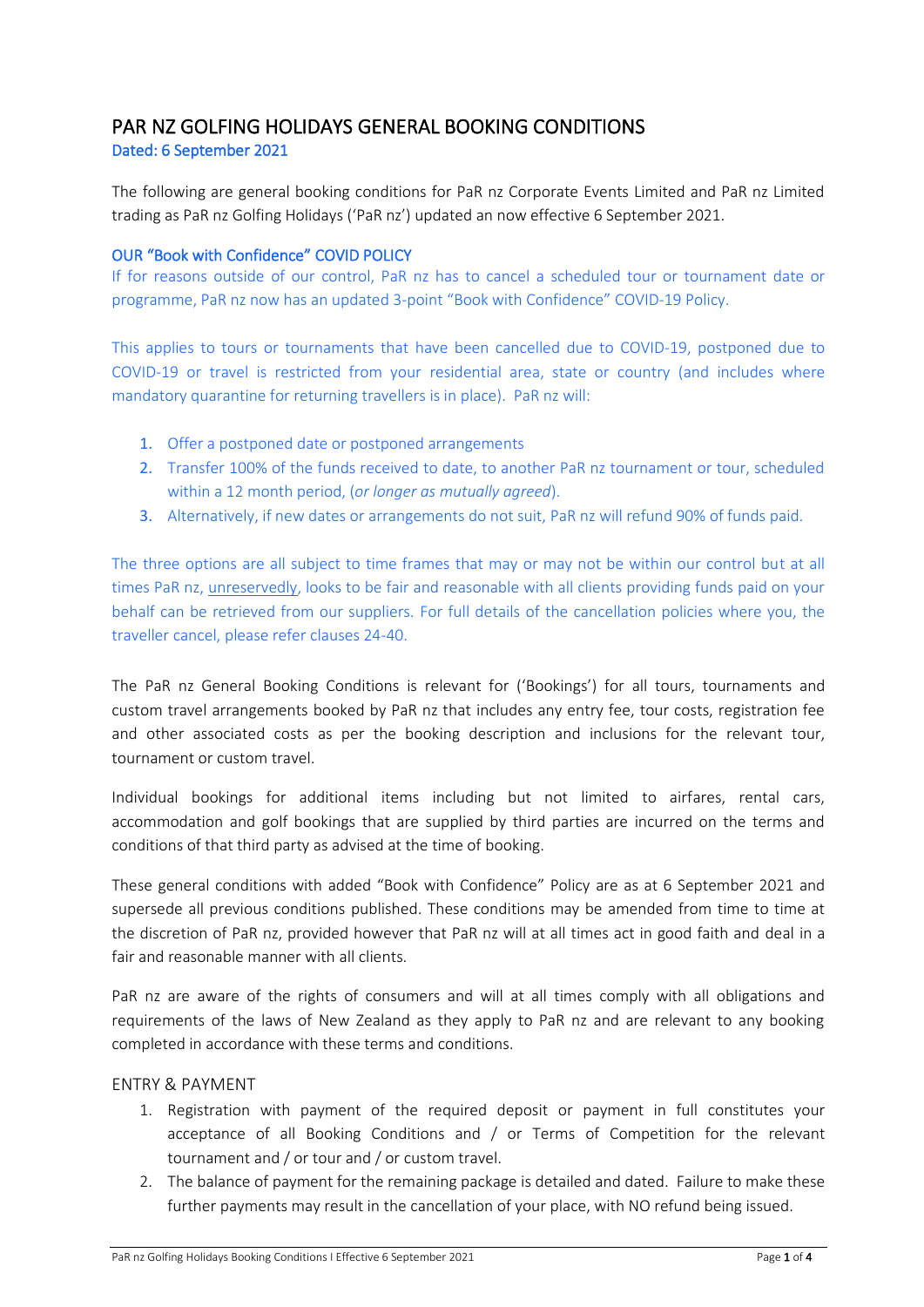# PAR NZ GOLFING HOLIDAYS GENERAL BOOKING CONDITIONS

## Dated: 6 September 2021

The following are general booking conditions for PaR nz Corporate Events Limited and PaR nz Limited trading as PaR nz Golfing Holidays ('PaR nz') updated an now effective 6 September 2021.

### OUR "Book with Confidence" COVID POLICY

If for reasons outside of our control, PaR nz has to cancel a scheduled tour or tournament date or programme, PaR nz now has an updated 3-point "Book with Confidence" COVID-19 Policy.

This applies to tours or tournaments that have been cancelled due to COVID-19, postponed due to COVID-19 or travel is restricted from your residential area, state or country (and includes where mandatory quarantine for returning travellers is in place). PaR nz will:

1. Offer a postponed date or postponed arrangements
2. Transfer 100% of the funds received to date, to another PaR nz tournament or tour, scheduled within a 12 month period, (*or longer as mutually agreed*).
3. Alternatively, if new dates or arrangements do not suit, PaR nz will refund 90% of funds paid.

The three options are all subject to time frames that may or may not be within our control but at all times PaR nz, unreservedly, looks to be fair and reasonable with all clients providing funds paid on your behalf can be retrieved from our suppliers. For full details of the cancellation policies where you, the traveller cancel, please refer clauses 24-40.

The PaR nz General Booking Conditions is relevant for ('Bookings') for all tours, tournaments and custom travel arrangements booked by PaR nz that includes any entry fee, tour costs, registration fee and other associated costs as per the booking description and inclusions for the relevant tour, tournament or custom travel.

Individual bookings for additional items including but not limited to airfares, rental cars, accommodation and golf bookings that are supplied by third parties are incurred on the terms and conditions of that third party as advised at the time of booking.

These general conditions with added "Book with Confidence" Policy are as at 6 September 2021 and supersede all previous conditions published. These conditions may be amended from time to time at the discretion of PaR nz, provided however that PaR nz will at all times act in good faith and deal in a fair and reasonable manner with all clients.

PaR nz are aware of the rights of consumers and will at all times comply with all obligations and requirements of the laws of New Zealand as they apply to PaR nz and are relevant to any booking completed in accordance with these terms and conditions.

### ENTRY & PAYMENT

1. Registration with payment of the required deposit or payment in full constitutes your acceptance of all Booking Conditions and / or Terms of Competition for the relevant tournament and / or tour and / or custom travel.
2. The balance of payment for the remaining package is detailed and dated. Failure to make these further payments may result in the cancellation of your place, with NO refund being issued.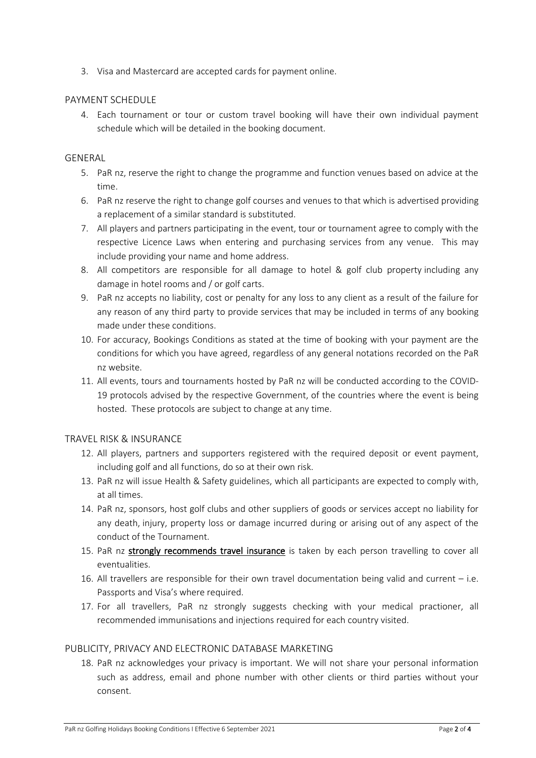3. Visa and Mastercard are accepted cards for payment online.

## PAYMENT SCHEDULE

4. Each tournament or tour or custom travel booking will have their own individual payment schedule which will be detailed in the booking document.

## GENERAL

5. PaR nz, reserve the right to change the programme and function venues based on advice at the time.
6. PaR nz reserve the right to change golf courses and venues to that which is advertised providing a replacement of a similar standard is substituted.
7. All players and partners participating in the event, tour or tournament agree to comply with the respective Licence Laws when entering and purchasing services from any venue. This may include providing your name and home address.
8. All competitors are responsible for all damage to hotel & golf club property including any damage in hotel rooms and / or golf carts.
9. PaR nz accepts no liability, cost or penalty for any loss to any client as a result of the failure for any reason of any third party to provide services that may be included in terms of any booking made under these conditions.
10. For accuracy, Bookings Conditions as stated at the time of booking with your payment are the conditions for which you have agreed, regardless of any general notations recorded on the PaR nz website.
11. All events, tours and tournaments hosted by PaR nz will be conducted according to the COVID-19 protocols advised by the respective Government, of the countries where the event is being hosted. These protocols are subject to change at any time.

## TRAVEL RISK & INSURANCE

12. All players, partners and supporters registered with the required deposit or event payment, including golf and all functions, do so at their own risk.
13. PaR nz will issue Health & Safety guidelines, which all participants are expected to comply with, at all times.
14. PaR nz, sponsors, host golf clubs and other suppliers of goods or services accept no liability for any death, injury, property loss or damage incurred during or arising out of any aspect of the conduct of the Tournament.
15. PaR nz **strongly recommends travel insurance** is taken by each person travelling to cover all eventualities.
16. All travellers are responsible for their own travel documentation being valid and current – i.e. Passports and Visa's where required.
17. For all travellers, PaR nz strongly suggests checking with your medical practioner, all recommended immunisations and injections required for each country visited.

## PUBLICITY, PRIVACY AND ELECTRONIC DATABASE MARKETING

18. PaR nz acknowledges your privacy is important. We will not share your personal information such as address, email and phone number with other clients or third parties without your consent.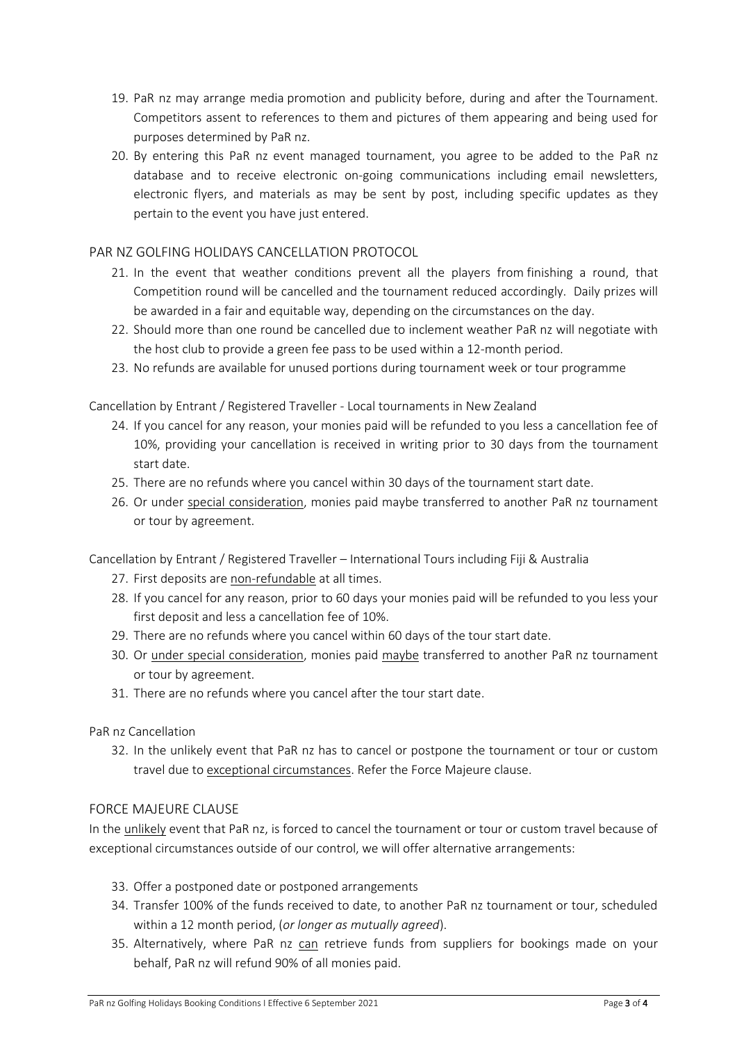19. PaR nz may arrange media promotion and publicity before, during and after the Tournament. Competitors assent to references to them and pictures of them appearing and being used for purposes determined by PaR nz.
20. By entering this PaR nz event managed tournament, you agree to be added to the PaR nz database and to receive electronic on-going communications including email newsletters, electronic flyers, and materials as may be sent by post, including specific updates as they pertain to the event you have just entered.

## PAR NZ GOLFING HOLIDAYS CANCELLATION PROTOCOL

21. In the event that weather conditions prevent all the players from finishing a round, that Competition round will be cancelled and the tournament reduced accordingly. Daily prizes will be awarded in a fair and equitable way, depending on the circumstances on the day.
22. Should more than one round be cancelled due to inclement weather PaR nz will negotiate with the host club to provide a green fee pass to be used within a 12-month period.
23. No refunds are available for unused portions during tournament week or tour programme

Cancellation by Entrant / Registered Traveller - Local tournaments in New Zealand

24. If you cancel for any reason, your monies paid will be refunded to you less a cancellation fee of 10%, providing your cancellation is received in writing prior to 30 days from the tournament start date.
25. There are no refunds where you cancel within 30 days of the tournament start date.
26. Or under special consideration, monies paid maybe transferred to another PaR nz tournament or tour by agreement.

Cancellation by Entrant / Registered Traveller – International Tours including Fiji & Australia

27. First deposits are non-refundable at all times.
28. If you cancel for any reason, prior to 60 days your monies paid will be refunded to you less your first deposit and less a cancellation fee of 10%.
29. There are no refunds where you cancel within 60 days of the tour start date.
30. Or under special consideration, monies paid maybe transferred to another PaR nz tournament or tour by agreement.
31. There are no refunds where you cancel after the tour start date.

PaR nz Cancellation

32. In the unlikely event that PaR nz has to cancel or postpone the tournament or tour or custom travel due to exceptional circumstances. Refer the Force Majeure clause.

## FORCE MAJEURE CLAUSE

In the unlikely event that PaR nz, is forced to cancel the tournament or tour or custom travel because of exceptional circumstances outside of our control, we will offer alternative arrangements:

33. Offer a postponed date or postponed arrangements
34. Transfer 100% of the funds received to date, to another PaR nz tournament or tour, scheduled within a 12 month period, (*or longer as mutually agreed*).
35. Alternatively, where PaR nz can retrieve funds from suppliers for bookings made on your behalf, PaR nz will refund 90% of all monies paid.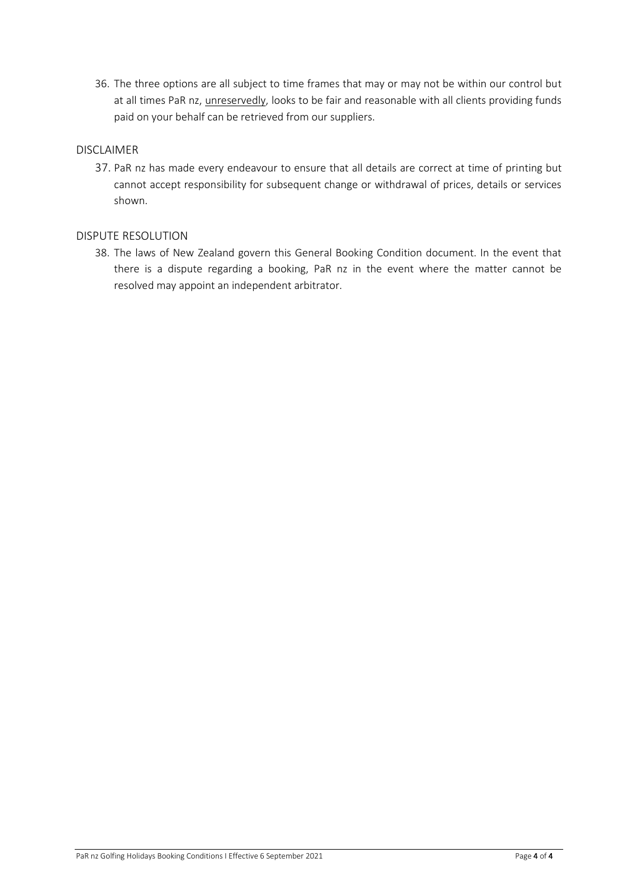36. The three options are all subject to time frames that may or may not be within our control but at all times PaR nz, unreservedly, looks to be fair and reasonable with all clients providing funds paid on your behalf can be retrieved from our suppliers.

## DISCLAIMER

37. PaR nz has made every endeavour to ensure that all details are correct at time of printing but cannot accept responsibility for subsequent change or withdrawal of prices, details or services shown.

## DISPUTE RESOLUTION

38. The laws of New Zealand govern this General Booking Condition document. In the event that there is a dispute regarding a booking, PaR nz in the event where the matter cannot be resolved may appoint an independent arbitrator.